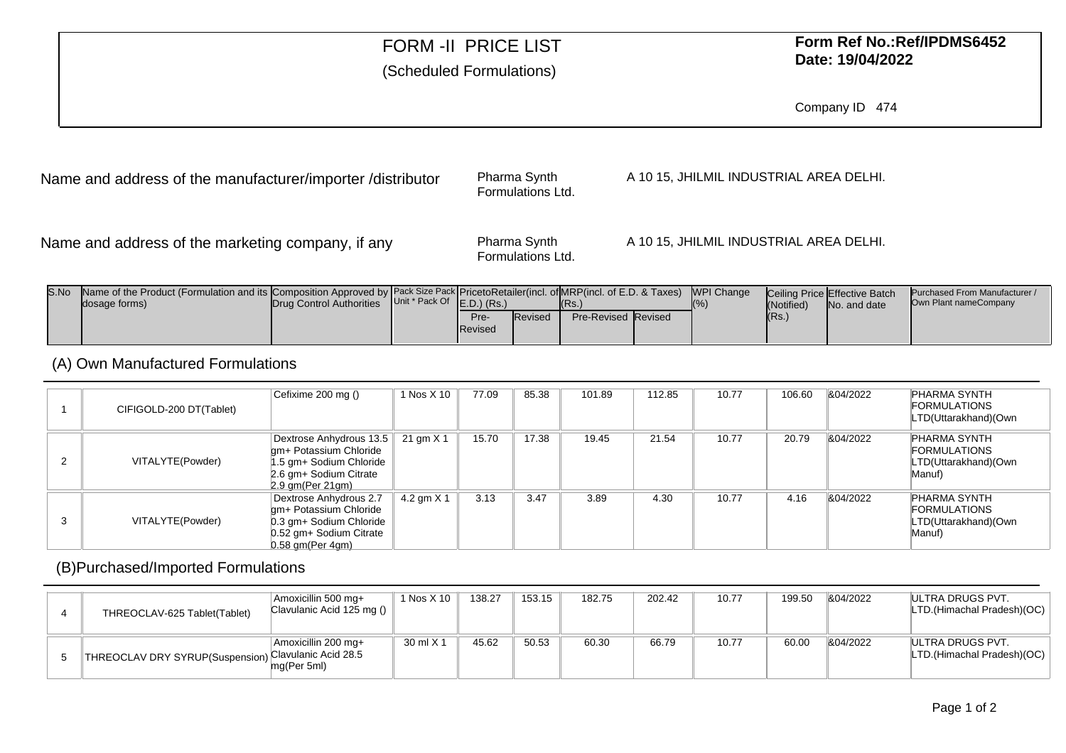# FORM -II PRICE LIST

(Scheduled Formulations)

**Form Ref No.:Ref/IPDMS6452**
**Date: 19/04/2022**

Company ID 474

Name and address of the manufacturer/importer /distributor: Pharma Synth Formulations Ltd. A 10 15, JHILMIL INDUSTRIAL AREA DELHI.

Name and address of the marketing company, if any: Pharma Synth Formulations Ltd. A 10 15, JHILMIL INDUSTRIAL AREA DELHI.

| S.No | Name of the Product (Formulation and its dosage forms) | Composition Approved by Drug Control Authorities | Pack Size Pack Unit * Pack Of | PricetoRetailer(incl. of E.D.) (Rs.) | | MRP(incl. of E.D. & Taxes) (Rs.) | | WPI Change (%) | Ceiling Price (Notified) (Rs.) | Effective Batch No. and date | Purchased From Manufacturer / Own Plant nameCompany |
|---|---|---|---|---|---|---|---|---|---|---|---|
| | | | | Pre-Revised | Revised | Pre-Revised | Revised | | | | |
| **(A) Own Manufactured Formulations** | | | | | | | | | | | |
| 1 | CIFIGOLD-200 DT(Tablet) | Cefixime 200 mg () | 1 Nos X 10 | 77.09 | 85.38 | 101.89 | 112.85 | 10.77 | 106.60 | &04/2022 | PHARMA SYNTH FORMULATIONS LTD(Uttarakhand)(Own |
| 2 | VITALYTE(Powder) | Dextrose Anhydrous 13.5 gm+ Potassium Chloride 1.5 gm+ Sodium Chloride 2.6 gm+ Sodium Citrate 2.9 gm(Per 21gm) | 21 gm X 1 | 15.70 | 17.38 | 19.45 | 21.54 | 10.77 | 20.79 | &04/2022 | PHARMA SYNTH FORMULATIONS LTD(Uttarakhand)(Own Manuf) |
| 3 | VITALYTE(Powder) | Dextrose Anhydrous 2.7 gm+ Potassium Chloride 0.3 gm+ Sodium Chloride 0.52 gm+ Sodium Citrate 0.58 gm(Per 4gm) | 4.2 gm X 1 | 3.13 | 3.47 | 3.89 | 4.30 | 10.77 | 4.16 | &04/2022 | PHARMA SYNTH FORMULATIONS LTD(Uttarakhand)(Own Manuf) |
| **(B)Purchased/Imported Formulations** | | | | | | | | | | | |
| 4 | THREOCLAV-625 Tablet(Tablet) | Amoxicillin 500 mg+ Clavulanic Acid 125 mg () | 1 Nos X 10 | 138.27 | 153.15 | 182.75 | 202.42 | 10.77 | 199.50 | &04/2022 | ULTRA DRUGS PVT. LTD.(Himachal Pradesh)(OC) |
| 5 | THREOCLAV DRY SYRUP(Suspension) | Amoxicillin 200 mg+ Clavulanic Acid 28.5 mg(Per 5ml) | 30 ml X 1 | 45.62 | 50.53 | 60.30 | 66.79 | 10.77 | 60.00 | &04/2022 | ULTRA DRUGS PVT. LTD.(Himachal Pradesh)(OC) |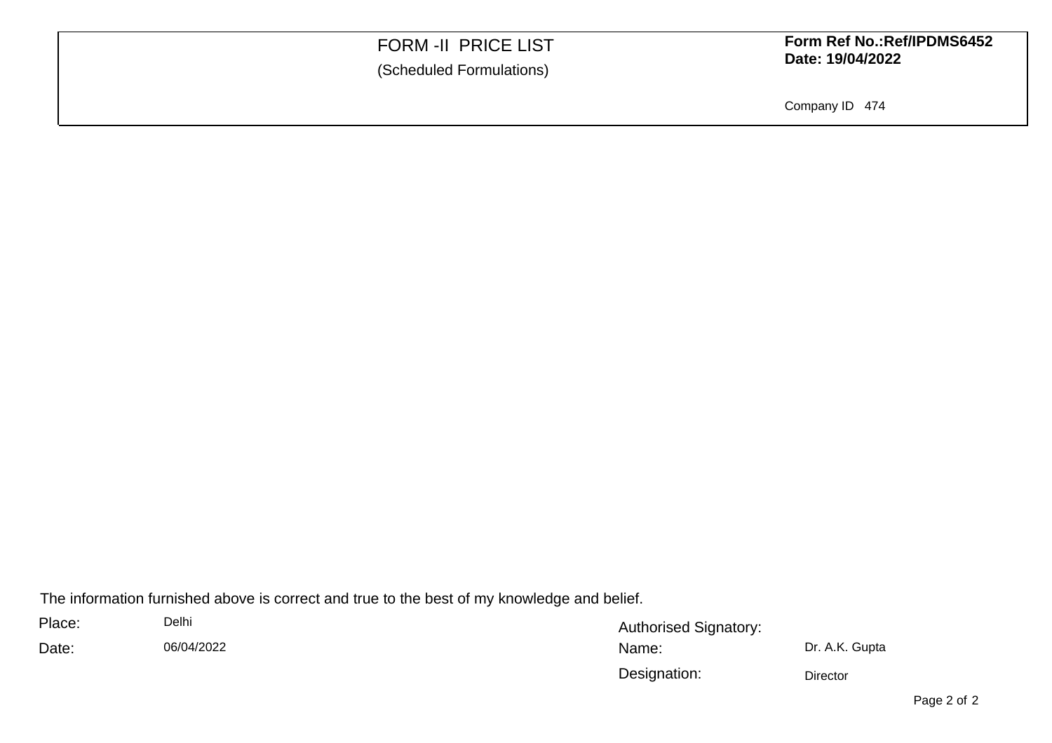FORM -II PRICE LIST

(Scheduled Formulations)

**Form Ref No.:Ref/IPDMS6452**
**Date: 19/04/2022**

Company ID 474

The information furnished above is correct and true to the best of my knowledge and belief.

Place: Delhi

Date: 06/04/2022

Authorised Signatory:

Name: Dr. A.K. Gupta

Designation: Director